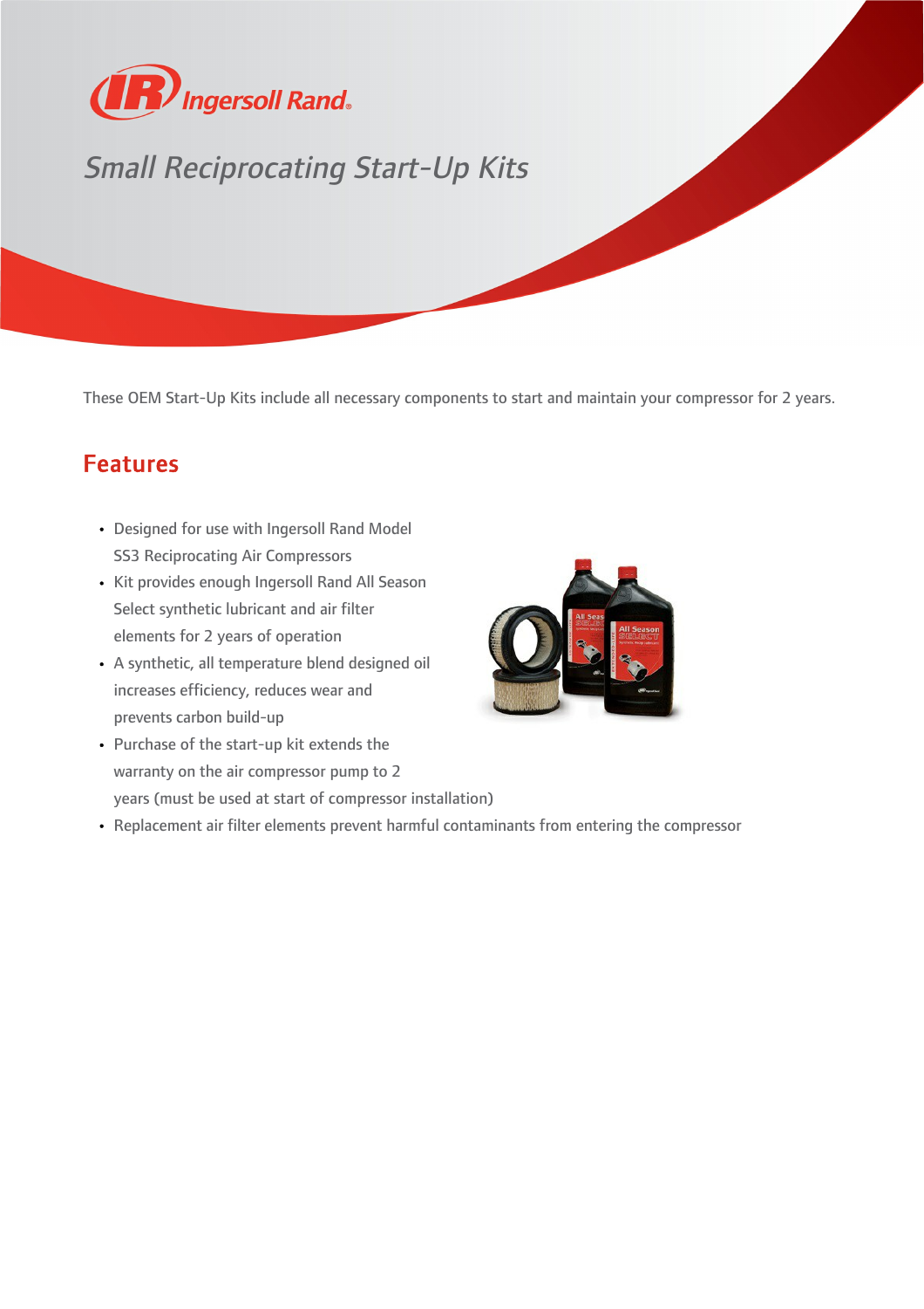# Small Reciprocating Start-Up Kits

These OEM Start-Up Kits include all necessary components to start and maintain your compressor for 2 years.

## Features

- Designed for use with Ingersoll Rand Model SS3 Reciprocating Air Compressors
- Kit provides enough Ingersoll Rand All Season Select synthetic lubricant and air filter elements for 2 years of operation
- A synthetic, all temperature blend designed oil increases efficiency, reduces wear and prevents carbon build-up
- Purchase of the start-up kit extends the warranty on the air compressor pump to 2 years (must be used at start of compressor installation)
- Replacement air filter elements prevent harmful contaminants from entering the compressor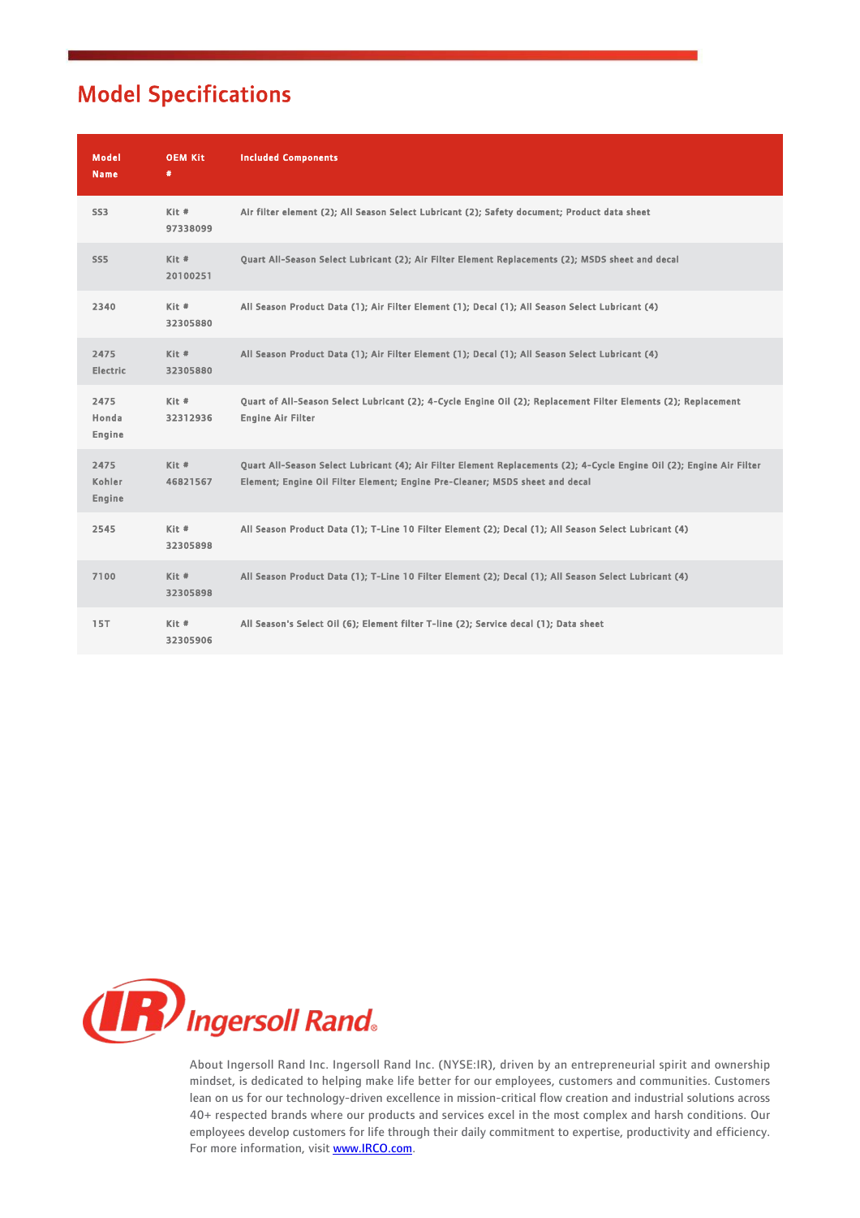## Model Specifications

| Model Name | OEM Kit # | Included Components |
|---|---|---|
| SS3 | Kit # 97338099 | Air filter element (2); All Season Select Lubricant (2); Safety document; Product data sheet |
| SS5 | Kit # 20100251 | Quart All-Season Select Lubricant (2); Air Filter Element Replacements (2); MSDS sheet and decal |
| 2340 | Kit # 32305880 | All Season Product Data (1); Air Filter Element (1); Decal (1); All Season Select Lubricant (4) |
| 2475 Electric | Kit # 32305880 | All Season Product Data (1); Air Filter Element (1); Decal (1); All Season Select Lubricant (4) |
| 2475 Honda Engine | Kit # 32312936 | Quart of All-Season Select Lubricant (2); 4-Cycle Engine Oil (2); Replacement Filter Elements (2); Replacement Engine Air Filter |
| 2475 Kohler Engine | Kit # 46821567 | Quart All-Season Select Lubricant (4); Air Filter Element Replacements (2); 4-Cycle Engine Oil (2); Engine Air Filter Element; Engine Oil Filter Element; Engine Pre-Cleaner; MSDS sheet and decal |
| 2545 | Kit # 32305898 | All Season Product Data (1); T-Line 10 Filter Element (2); Decal (1); All Season Select Lubricant (4) |
| 7100 | Kit # 32305898 | All Season Product Data (1); T-Line 10 Filter Element (2); Decal (1); All Season Select Lubricant (4) |
| 15T | Kit # 32305906 | All Season's Select Oil (6); Element filter T-line (2); Service decal (1); Data sheet |

Ingersoll Rand

About Ingersoll Rand Inc. Ingersoll Rand Inc. (NYSE:IR), driven by an entrepreneurial spirit and ownership mindset, is dedicated to helping make life better for our employees, customers and communities. Customers lean on us for our technology-driven excellence in mission-critical flow creation and industrial solutions across 40+ respected brands where our products and services excel in the most complex and harsh conditions. Our employees develop customers for life through their daily commitment to expertise, productivity and efficiency. For more information, visit www.IRCO.com.